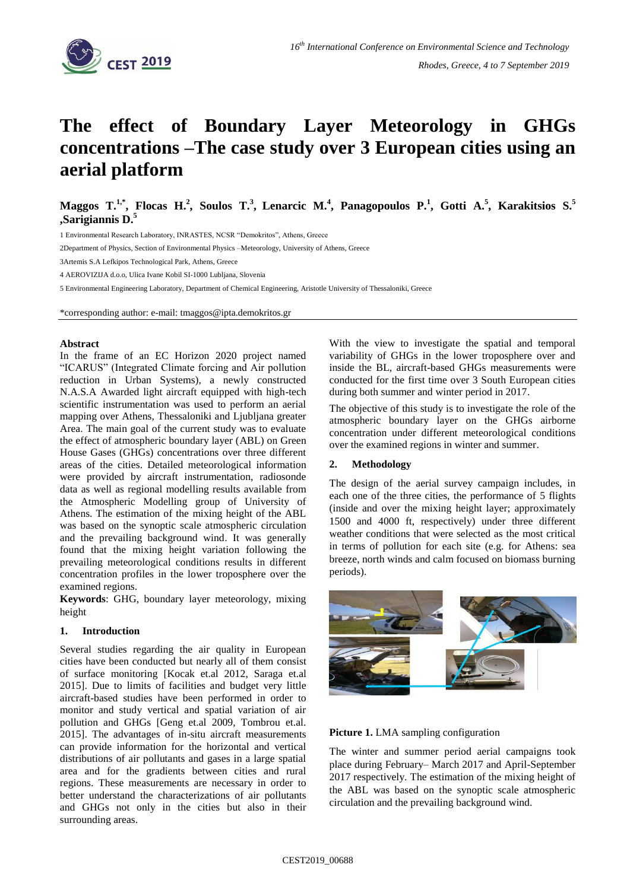# The effect of Boundary Layer Meteorology in GHGs concentrations –The case study over 3 European cities using an aerial platform

**Maggos T.[1,*], Flocas H.[2], Soulos T.[3], Lenarcic M.[4], Panagopoulos P.[1], Gotti A.[5], Karakitsios S.[5] ,Sarigiannis D.[5]**

1 Environmental Research Laboratory, INRASTES, NCSR "Demokritos", Athens, Greece

2Department of Physics, Section of Environmental Physics –Meteorology, University of Athens, Greece

3Artemis S.A Lefkipos Technological Park, Athens, Greece

4 AEROVIZIJA d.o.o, Ulica Ivane Kobil SI-1000 Lubljana, Slovenia

5 Environmental Engineering Laboratory, Department of Chemical Engineering, Aristotle University of Thessaloniki, Greece

*corresponding author: e-mail: tmaggos@ipta.demokritos.gr

## Abstract

In the frame of an EC Horizon 2020 project named "ICARUS" (Integrated Climate forcing and Air pollution reduction in Urban Systems), a newly constructed N.A.S.A Awarded light aircraft equipped with high-tech scientific instrumentation was used to perform an aerial mapping over Athens, Thessaloniki and Ljubljana greater Area. The main goal of the current study was to evaluate the effect of atmospheric boundary layer (ABL) on Green House Gases (GHGs) concentrations over three different areas of the cities. Detailed meteorological information were provided by aircraft instrumentation, radiosonde data as well as regional modelling results available from the Atmospheric Modelling group of University of Athens. The estimation of the mixing height of the ABL was based on the synoptic scale atmospheric circulation and the prevailing background wind. It was generally found that the mixing height variation following the prevailing meteorological conditions results in different concentration profiles in the lower troposphere over the examined regions.

**Keywords**: GHG, boundary layer meteorology, mixing height

## 1. Introduction

Several studies regarding the air quality in European cities have been conducted but nearly all of them consist of surface monitoring [Kocak et.al 2012, Saraga et.al 2015]. Due to limits of facilities and budget very little aircraft-based studies have been performed in order to monitor and study vertical and spatial variation of air pollution and GHGs [Geng et.al 2009, Tombrou et.al. 2015]. The advantages of in-situ aircraft measurements can provide information for the horizontal and vertical distributions of air pollutants and gases in a large spatial area and for the gradients between cities and rural regions. These measurements are necessary in order to better understand the characterizations of air pollutants and GHGs not only in the cities but also in their surrounding areas.

With the view to investigate the spatial and temporal variability of GHGs in the lower troposphere over and inside the BL, aircraft-based GHGs measurements were conducted for the first time over 3 South European cities during both summer and winter period in 2017.

The objective of this study is to investigate the role of the atmospheric boundary layer on the GHGs airborne concentration under different meteorological conditions over the examined regions in winter and summer.

## 2. Methodology

The design of the aerial survey campaign includes, in each one of the three cities, the performance of 5 flights (inside and over the mixing height layer; approximately 1500 and 4000 ft, respectively) under three different weather conditions that were selected as the most critical in terms of pollution for each site (e.g. for Athens: sea breeze, north winds and calm focused on biomass burning periods).

**Picture 1.** LMA sampling configuration

The winter and summer period aerial campaigns took place during February– March 2017 and April-September 2017 respectively. The estimation of the mixing height of the ABL was based on the synoptic scale atmospheric circulation and the prevailing background wind.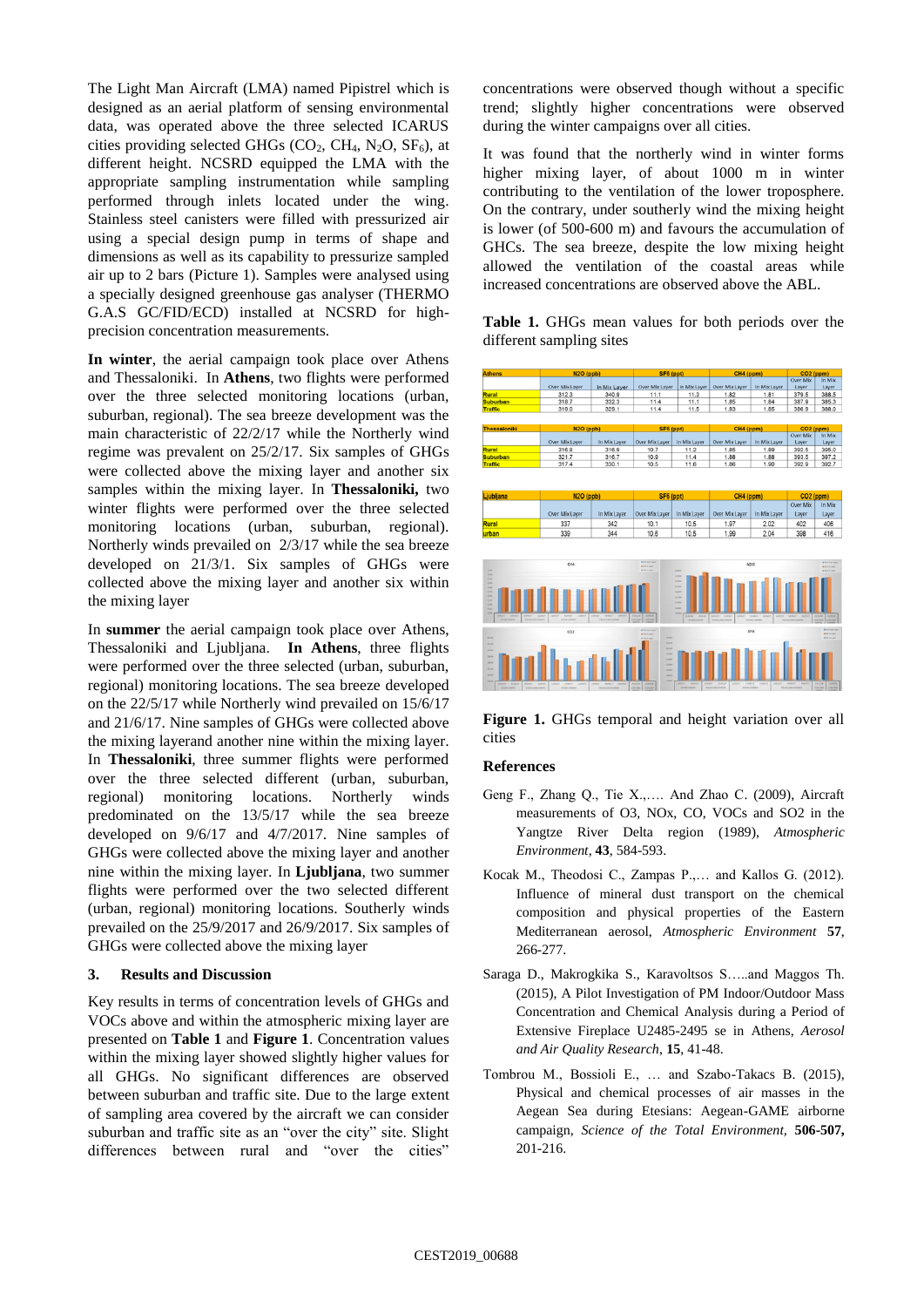The Light Man Aircraft (LMA) named Pipistrel which is designed as an aerial platform of sensing environmental data, was operated above the three selected ICARUS cities providing selected GHGs ($CO_2$, $CH_4$, $N_2O$, $SF_6$), at different height. NCSRD equipped the LMA with the appropriate sampling instrumentation while sampling performed through inlets located under the wing. Stainless steel canisters were filled with pressurized air using a special design pump in terms of shape and dimensions as well as its capability to pressurize sampled air up to 2 bars (Picture 1). Samples were analysed using a specially designed greenhouse gas analyser (THERMO G.A.S GC/FID/ECD) installed at NCSRD for high-precision concentration measurements.

**In winter**, the aerial campaign took place over Athens and Thessaloniki. In **Athens**, two flights were performed over the three selected monitoring locations (urban, suburban, regional). The sea breeze development was the main characteristic of 22/2/17 while the Northerly wind regime was prevalent on 25/2/17. Six samples of GHGs were collected above the mixing layer and another six samples within the mixing layer. In **Thessaloniki,** two winter flights were performed over the three selected monitoring locations (urban, suburban, regional). Northerly winds prevailed on 2/3/17 while the sea breeze developed on 21/3/1. Six samples of GHGs were collected above the mixing layer and another six within the mixing layer

In **summer** the aerial campaign took place over Athens, Thessaloniki and Ljubljana. **In Athens**, three flights were performed over the three selected (urban, suburban, regional) monitoring locations. The sea breeze developed on the 22/5/17 while Northerly wind prevailed on 15/6/17 and 21/6/17. Nine samples of GHGs were collected above the mixing layerand another nine within the mixing layer. In **Thessaloniki**, three summer flights were performed over the three selected different (urban, suburban, regional) monitoring locations. Northerly winds predominated on the 13/5/17 while the sea breeze developed on 9/6/17 and 4/7/2017. Nine samples of GHGs were collected above the mixing layer and another nine within the mixing layer. In **Ljubljana**, two summer flights were performed over the two selected different (urban, regional) monitoring locations. Southerly winds prevailed on the 25/9/2017 and 26/9/2017. Six samples of GHGs were collected above the mixing layer

## 3. Results and Discussion

Key results in terms of concentration levels of GHGs and VOCs above and within the atmospheric mixing layer are presented on **Table 1** and **Figure 1**. Concentration values within the mixing layer showed slightly higher values for all GHGs. No significant differences are observed between suburban and traffic site. Due to the large extent of sampling area covered by the aircraft we can consider suburban and traffic site as an "over the city" site. Slight differences between rural and "over the cities" concentrations were observed though without a specific trend; slightly higher concentrations were observed during the winter campaigns over all cities.

It was found that the northerly wind in winter forms higher mixing layer, of about 1000 m in winter contributing to the ventilation of the lower troposphere. On the contrary, under southerly wind the mixing height is lower (of 500-600 m) and favours the accumulation of GHCs. The sea breeze, despite the low mixing height allowed the ventilation of the coastal areas while increased concentrations are observed above the ABL.

**Table 1.** GHGs mean values for both periods over the different sampling sites

| Athens | N2O (ppb) | | SF6 (ppt) | | CH4 (ppm) | | CO2 (ppm) | |
|---|---|---|---|---|---|---|---|---|
| | Over Mix Layer | In Mix Layer | Over Mix Layer | In Mix Layer | Over Mix Layer | In Mix Layer | Over Mix Layer | In Mix Layer |
| Rural | 312.3 | 340.9 | 11.1 | 11.3 | 1.82 | 1.81 | 379.5 | 388.5 |
| Suburban | 318.7 | 332.3 | 11.4 | 11.1 | 1.85 | 1.84 | 387.9 | 385.3 |
| Traffic | 319.0 | 329.1 | 11.4 | 11.5 | 1.83 | 1.85 | 386.9 | 388.0 |

| Thessaloniki | N2O (ppb) | | SF6 (ppt) | | CH4 (ppm) | | CO2 (ppm) | |
|---|---|---|---|---|---|---|---|---|
| | Over Mix Layer | In Mix Layer | Over Mix Layer | In Mix Layer | Over Mix Layer | In Mix Layer | Over Mix Layer | In Mix Layer |
| Rural | 316.8 | 316.9 | 10.7 | 11.2 | 1.85 | 1.89 | 392.5 | 395.0 |
| Suburban | 321.7 | 316.7 | 10.9 | 11.4 | 1.88 | 1.88 | 393.5 | 397.2 |
| Traffic | 317.4 | 330.1 | 10.5 | 11.6 | 1.86 | 1.90 | 392.9 | 392.7 |

| Ljubljana | N2O (ppb) | | SF6 (ppt) | | CH4 (ppm) | | CO2 (ppm) | |
|---|---|---|---|---|---|---|---|---|
| | Over Mix Layer | In Mix Layer | Over Mix Layer | In Mix Layer | Over Mix Layer | In Mix Layer | Over Mix Layer | In Mix Layer |
| Rural | 337 | 342 | 10.1 | 10.5 | 1.97 | 2.02 | 402 | 406 |
| urban | 339 | 344 | 10.6 | 10.5 | 1.99 | 2.04 | 398 | 416 |

CH4

N2O

CO2

SF6

**Figure 1.** GHGs temporal and height variation over all cities

## References

Geng F., Zhang Q., Tie X.,…. And Zhao C. (2009), Aircraft measurements of O3, NOx, CO, VOCs and SO2 in the Yangtze River Delta region (1989), *Atmospheric Environment*, **43**, 584-593.

Kocak M., Theodosi C., Zampas P.,… and Kallos G. (2012). Influence of mineral dust transport on the chemical composition and physical properties of the Eastern Mediterranean aerosol, *Atmospheric Environment* **57**, 266-277.

Saraga D., Makrogkika S., Karavoltsos S…..and Maggos Th. (2015), A Pilot Investigation of PM Indoor/Outdoor Mass Concentration and Chemical Analysis during a Period of Extensive Fireplace U2485-2495 se in Athens, *Aerosol and Air Quality Research*, **15**, 41-48.

Tombrou M., Bossioli E., … and Szabo-Takacs B. (2015), Physical and chemical processes of air masses in the Aegean Sea during Etesians: Aegean-GAME airborne campaign, *Science of the Total Environment*, **506-507,** 201-216.